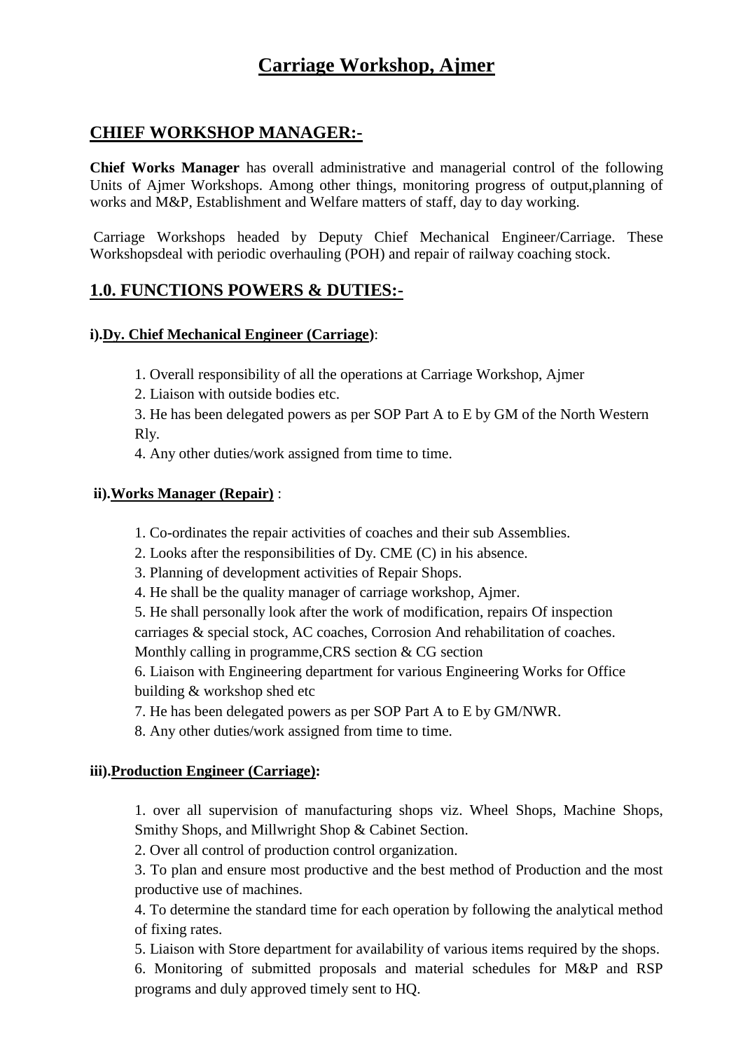# Carriage Workshop, Ajmer

## CHIEF WORKSHOP MANAGER:-

**Chief Works Manager** has overall administrative and managerial control of the following Units of Ajmer Workshops. Among other things, monitoring progress of output,planning of works and M&P, Establishment and Welfare matters of staff, day to day working.

Carriage Workshops headed by Deputy Chief Mechanical Engineer/Carriage. These Workshopsdeal with periodic overhauling (POH) and repair of railway coaching stock.

## 1.0. FUNCTIONS POWERS & DUTIES:-

### i).Dy. Chief Mechanical Engineer (Carriage):

1. Overall responsibility of all the operations at Carriage Workshop, Ajmer
2. Liaison with outside bodies etc.
3. He has been delegated powers as per SOP Part A to E by GM of the North Western Rly.
4. Any other duties/work assigned from time to time.

### ii).Works Manager (Repair) :

1. Co-ordinates the repair activities of coaches and their sub Assemblies.
2. Looks after the responsibilities of Dy. CME (C) in his absence.
3. Planning of development activities of Repair Shops.
4. He shall be the quality manager of carriage workshop, Ajmer.
5. He shall personally look after the work of modification, repairs Of inspection carriages & special stock, AC coaches, Corrosion And rehabilitation of coaches. Monthly calling in programme,CRS section & CG section
6. Liaison with Engineering department for various Engineering Works for Office building & workshop shed etc
7. He has been delegated powers as per SOP Part A to E by GM/NWR.
8. Any other duties/work assigned from time to time.

### iii).Production Engineer (Carriage):

1. over all supervision of manufacturing shops viz. Wheel Shops, Machine Shops, Smithy Shops, and Millwright Shop & Cabinet Section.
2. Over all control of production control organization.
3. To plan and ensure most productive and the best method of Production and the most productive use of machines.
4. To determine the standard time for each operation by following the analytical method of fixing rates.
5. Liaison with Store department for availability of various items required by the shops.
6. Monitoring of submitted proposals and material schedules for M&P and RSP programs and duly approved timely sent to HQ.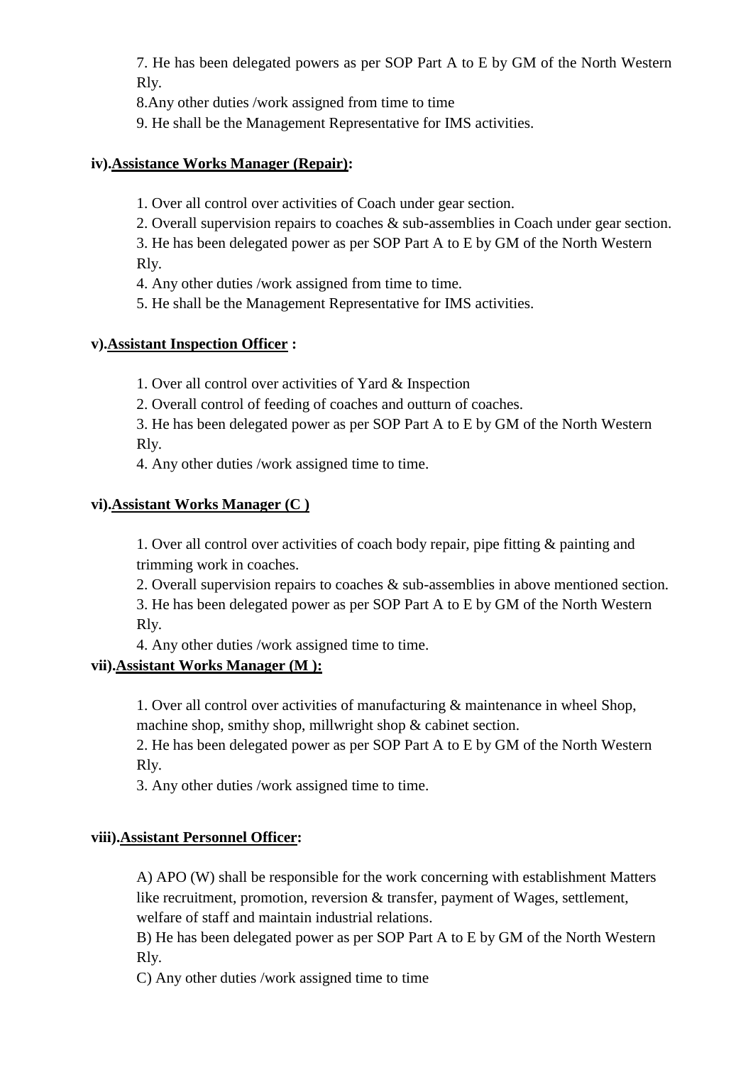7. He has been delegated powers as per SOP Part A to E by GM of the North Western Rly.

8.Any other duties /work assigned from time to time

9. He shall be the Management Representative for IMS activities.

**iv).<u>Assistance Works Manager (Repair)</u>:**

1. Over all control over activities of Coach under gear section.
2. Overall supervision repairs to coaches & sub-assemblies in Coach under gear section.
3. He has been delegated power as per SOP Part A to E by GM of the North Western Rly.
4. Any other duties /work assigned from time to time.
5. He shall be the Management Representative for IMS activities.

**v).<u>Assistant Inspection Officer</u> :**

1. Over all control over activities of Yard & Inspection
2. Overall control of feeding of coaches and outturn of coaches.
3. He has been delegated power as per SOP Part A to E by GM of the North Western Rly.
4. Any other duties /work assigned time to time.

**vi).<u>Assistant Works Manager (C )</u>**

1. Over all control over activities of coach body repair, pipe fitting & painting and trimming work in coaches.
2. Overall supervision repairs to coaches & sub-assemblies in above mentioned section.
3. He has been delegated power as per SOP Part A to E by GM of the North Western Rly.
4. Any other duties /work assigned time to time.

**vii).<u>Assistant Works Manager (M ):</u>**

1. Over all control over activities of manufacturing & maintenance in wheel Shop, machine shop, smithy shop, millwright shop & cabinet section.
2. He has been delegated power as per SOP Part A to E by GM of the North Western Rly.
3. Any other duties /work assigned time to time.

**viii).<u>Assistant Personnel Officer</u>:**

A) APO (W) shall be responsible for the work concerning with establishment Matters like recruitment, promotion, reversion & transfer, payment of Wages, settlement, welfare of staff and maintain industrial relations.

B) He has been delegated power as per SOP Part A to E by GM of the North Western Rly.

C) Any other duties /work assigned time to time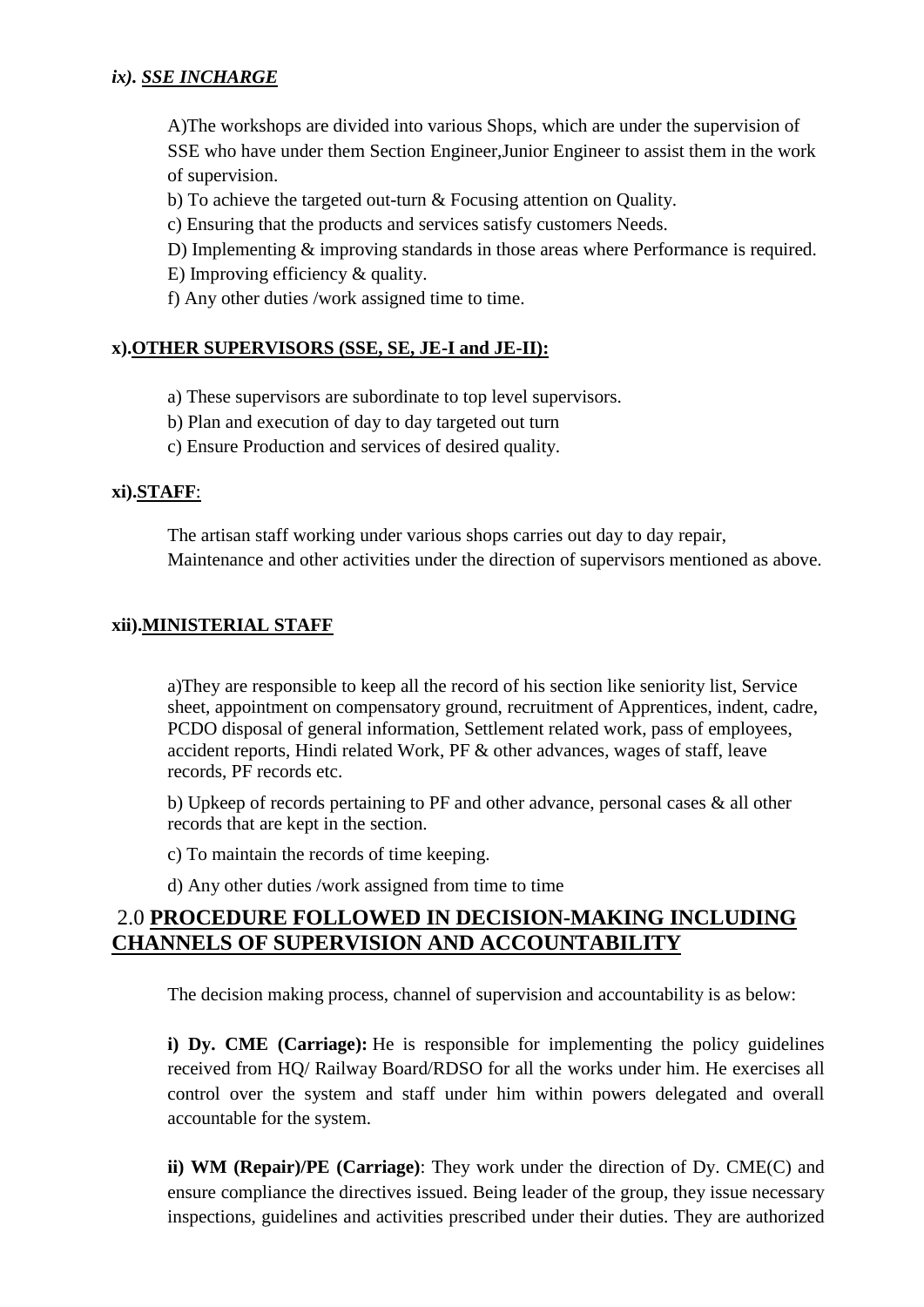### *ix). SSE INCHARGE*

A)The workshops are divided into various Shops, which are under the supervision of SSE who have under them Section Engineer,Junior Engineer to assist them in the work of supervision.

b) To achieve the targeted out-turn & Focusing attention on Quality.

c) Ensuring that the products and services satisfy customers Needs.

D) Implementing & improving standards in those areas where Performance is required.

E) Improving efficiency & quality.

f) Any other duties /work assigned time to time.

### x).OTHER SUPERVISORS (SSE, SE, JE-I and JE-II):

a) These supervisors are subordinate to top level supervisors.

b) Plan and execution of day to day targeted out turn

c) Ensure Production and services of desired quality.

### xi).STAFF:

The artisan staff working under various shops carries out day to day repair, Maintenance and other activities under the direction of supervisors mentioned as above.

### xii).MINISTERIAL STAFF

a)They are responsible to keep all the record of his section like seniority list, Service sheet, appointment on compensatory ground, recruitment of Apprentices, indent, cadre, PCDO disposal of general information, Settlement related work, pass of employees, accident reports, Hindi related Work, PF & other advances, wages of staff, leave records, PF records etc.

b) Upkeep of records pertaining to PF and other advance, personal cases & all other records that are kept in the section.

c) To maintain the records of time keeping.

d) Any other duties /work assigned from time to time

## 2.0 PROCEDURE FOLLOWED IN DECISION-MAKING INCLUDING CHANNELS OF SUPERVISION AND ACCOUNTABILITY

The decision making process, channel of supervision and accountability is as below:

**i) Dy. CME (Carriage):** He is responsible for implementing the policy guidelines received from HQ/ Railway Board/RDSO for all the works under him. He exercises all control over the system and staff under him within powers delegated and overall accountable for the system.

**ii) WM (Repair)/PE (Carriage)**: They work under the direction of Dy. CME(C) and ensure compliance the directives issued. Being leader of the group, they issue necessary inspections, guidelines and activities prescribed under their duties. They are authorized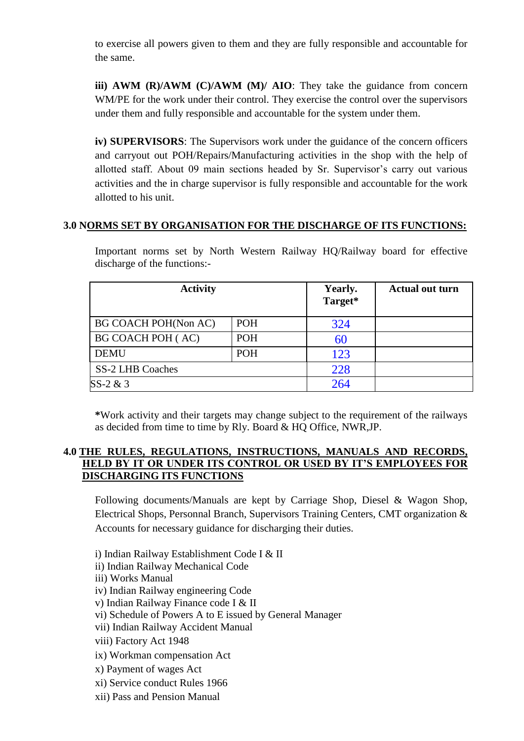to exercise all powers given to them and they are fully responsible and accountable for the same.

**iii) AWM (R)/AWM (C)/AWM (M)/ AIO**: They take the guidance from concern WM/PE for the work under their control. They exercise the control over the supervisors under them and fully responsible and accountable for the system under them.

**iv) SUPERVISORS**: The Supervisors work under the guidance of the concern officers and carryout out POH/Repairs/Manufacturing activities in the shop with the help of allotted staff. About 09 main sections headed by Sr. Supervisor's carry out various activities and the in charge supervisor is fully responsible and accountable for the work allotted to his unit.

## 3.0 NORMS SET BY ORGANISATION FOR THE DISCHARGE OF ITS FUNCTIONS:

Important norms set by North Western Railway HQ/Railway board for effective discharge of the functions:-

| Activity | | Yearly. Target* | Actual out turn |
|---|---|---|---|
| BG COACH POH(Non AC) | POH | 324 | |
| BG COACH POH ( AC) | POH | 60 | |
| DEMU | POH | 123 | |
| SS-2 LHB Coaches | | 228 | |
| SS-2 & 3 | | 264 | |

***Work activity and their targets may change subject to the requirement of the railways as decided from time to time by Rly. Board & HQ Office, NWR,JP.

## 4.0 THE RULES, REGULATIONS, INSTRUCTIONS, MANUALS AND RECORDS, HELD BY IT OR UNDER ITS CONTROL OR USED BY IT'S EMPLOYEES FOR DISCHARGING ITS FUNCTIONS

Following documents/Manuals are kept by Carriage Shop, Diesel & Wagon Shop, Electrical Shops, Personnal Branch, Supervisors Training Centers, CMT organization & Accounts for necessary guidance for discharging their duties.

i) Indian Railway Establishment Code I & II
ii) Indian Railway Mechanical Code
iii) Works Manual
iv) Indian Railway engineering Code
v) Indian Railway Finance code I & II
vi) Schedule of Powers A to E issued by General Manager
vii) Indian Railway Accident Manual
viii) Factory Act 1948
ix) Workman compensation Act
x) Payment of wages Act
xi) Service conduct Rules 1966
xii) Pass and Pension Manual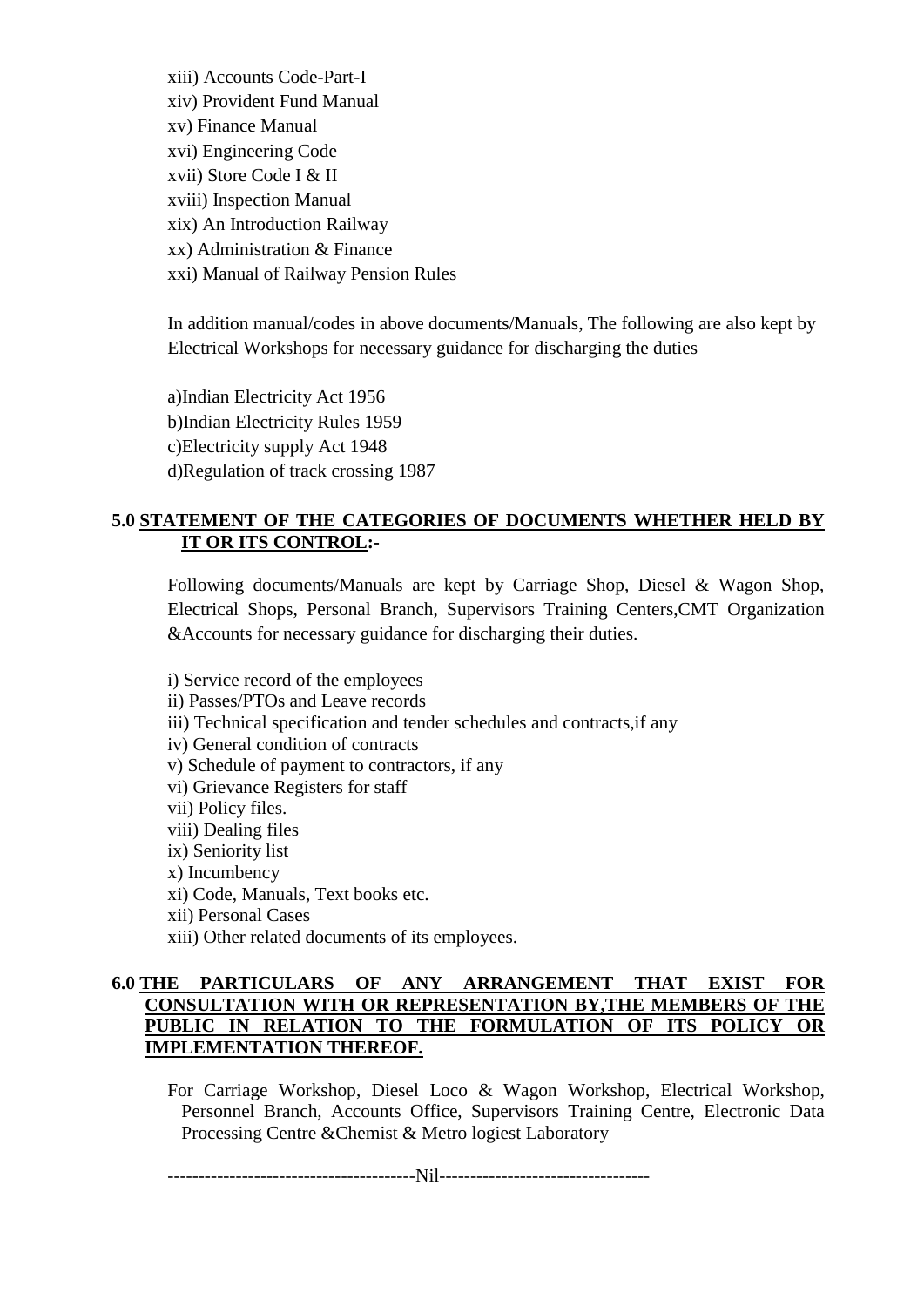xiii) Accounts Code-Part-I
xiv) Provident Fund Manual
xv) Finance Manual
xvi) Engineering Code
xvii) Store Code I & II
xviii) Inspection Manual
xix) An Introduction Railway
xx) Administration & Finance
xxi) Manual of Railway Pension Rules

In addition manual/codes in above documents/Manuals, The following are also kept by Electrical Workshops for necessary guidance for discharging the duties

a)Indian Electricity Act 1956
b)Indian Electricity Rules 1959
c)Electricity supply Act 1948
d)Regulation of track crossing 1987

## 5.0 STATEMENT OF THE CATEGORIES OF DOCUMENTS WHETHER HELD BY IT OR ITS CONTROL:-

Following documents/Manuals are kept by Carriage Shop, Diesel & Wagon Shop, Electrical Shops, Personal Branch, Supervisors Training Centers,CMT Organization &Accounts for necessary guidance for discharging their duties.

i) Service record of the employees
ii) Passes/PTOs and Leave records
iii) Technical specification and tender schedules and contracts,if any
iv) General condition of contracts
v) Schedule of payment to contractors, if any
vi) Grievance Registers for staff
vii) Policy files.
viii) Dealing files
ix) Seniority list
x) Incumbency
xi) Code, Manuals, Text books etc.
xii) Personal Cases
xiii) Other related documents of its employees.

## 6.0 THE PARTICULARS OF ANY ARRANGEMENT THAT EXIST FOR CONSULTATION WITH OR REPRESENTATION BY,THE MEMBERS OF THE PUBLIC IN RELATION TO THE FORMULATION OF ITS POLICY OR IMPLEMENTATION THEREOF.

For Carriage Workshop, Diesel Loco & Wagon Workshop, Electrical Workshop, Personnel Branch, Accounts Office, Supervisors Training Centre, Electronic Data Processing Centre &Chemist & Metro logiest Laboratory

----------------------------------------Nil----------------------------------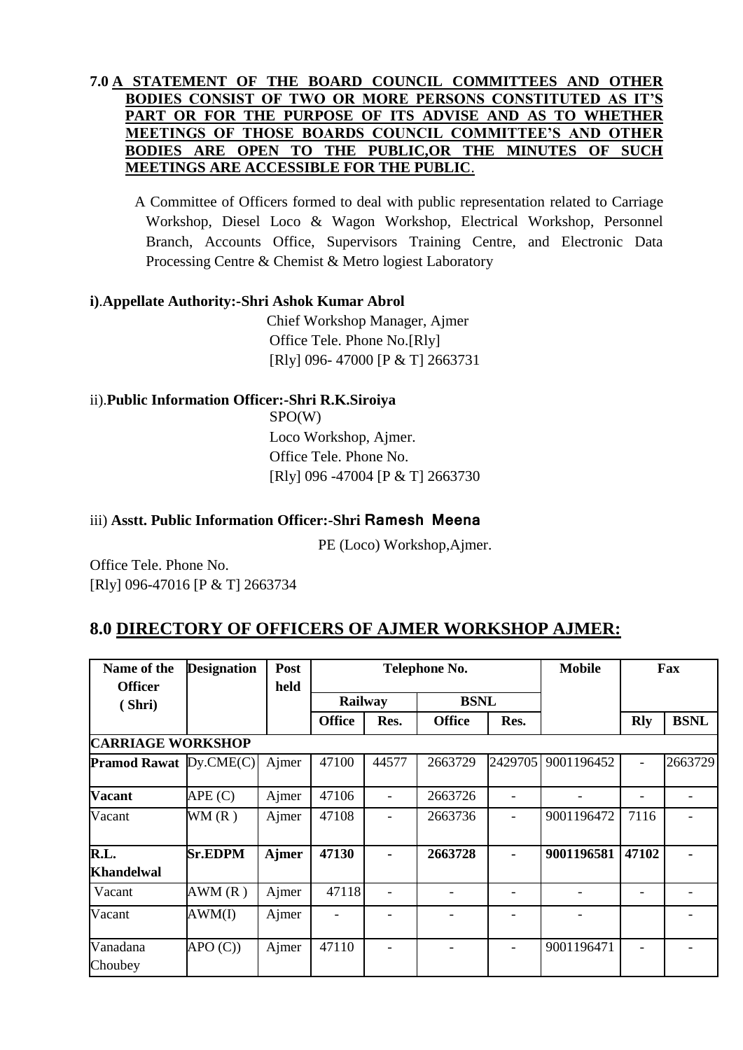**7.0 A STATEMENT OF THE BOARD COUNCIL COMMITTEES AND OTHER BODIES CONSIST OF TWO OR MORE PERSONS CONSTITUTED AS IT'S PART OR FOR THE PURPOSE OF ITS ADVISE AND AS TO WHETHER MEETINGS OF THOSE BOARDS COUNCIL COMMITTEE'S AND OTHER BODIES ARE OPEN TO THE PUBLIC,OR THE MINUTES OF SUCH MEETINGS ARE ACCESSIBLE FOR THE PUBLIC**.

A Committee of Officers formed to deal with public representation related to Carriage Workshop, Diesel Loco & Wagon Workshop, Electrical Workshop, Personnel Branch, Accounts Office, Supervisors Training Centre, and Electronic Data Processing Centre & Chemist & Metro logiest Laboratory

**i)**.**Appellate Authority:-Shri Ashok Kumar Abrol**

Chief Workshop Manager, Ajmer
Office Tele. Phone No.[Rly]
[Rly] 096- 47000 [P & T] 2663731

ii).**Public Information Officer:-Shri R.K.Siroiya**

SPO(W)
Loco Workshop, Ajmer.
Office Tele. Phone No.
[Rly] 096 -47004 [P & T] 2663730

iii) **Asstt. Public Information Officer:-Shri Ramesh Meena**

PE (Loco) Workshop,Ajmer.

Office Tele. Phone No.
[Rly] 096-47016 [P & T] 2663734

## 8.0 DIRECTORY OF OFFICERS OF AJMER WORKSHOP AJMER:

| Name of the Officer (Shri) | Designation | Post held | Telephone No. | | | | Mobile | Fax | |
|---|---|---|---|---|---|---|---|---|---|
| | | | Railway | | BSNL | | | | |
| | | | Office | Res. | Office | Res. | | Rly | BSNL |
| **CARRIAGE WORKSHOP** | | | | | | | | | |
| **Pramod Rawat** | Dy.CME(C) | Ajmer | 47100 | 44577 | 2663729 | 2429705 | 9001196452 | - | 2663729 |
| **Vacant** | APE (C) | Ajmer | 47106 | - | 2663726 | - | - | - | - |
| Vacant | WM (R ) | Ajmer | 47108 | - | 2663736 | - | 9001196472 | 7116 | - |
| **R.L. Khandelwal** | **Sr.EDPM** | **Ajmer** | **47130** | **-** | **2663728** | **-** | **9001196581** | **47102** | **-** |
| Vacant | AWM (R ) | Ajmer | 47118 | - | - | - | - | - | - |
| Vacant | AWM(I) | Ajmer | - | - | - | - | - | | - |
| Vanadana Choubey | APO (C)) | Ajmer | 47110 | - | - | - | 9001196471 | - | - |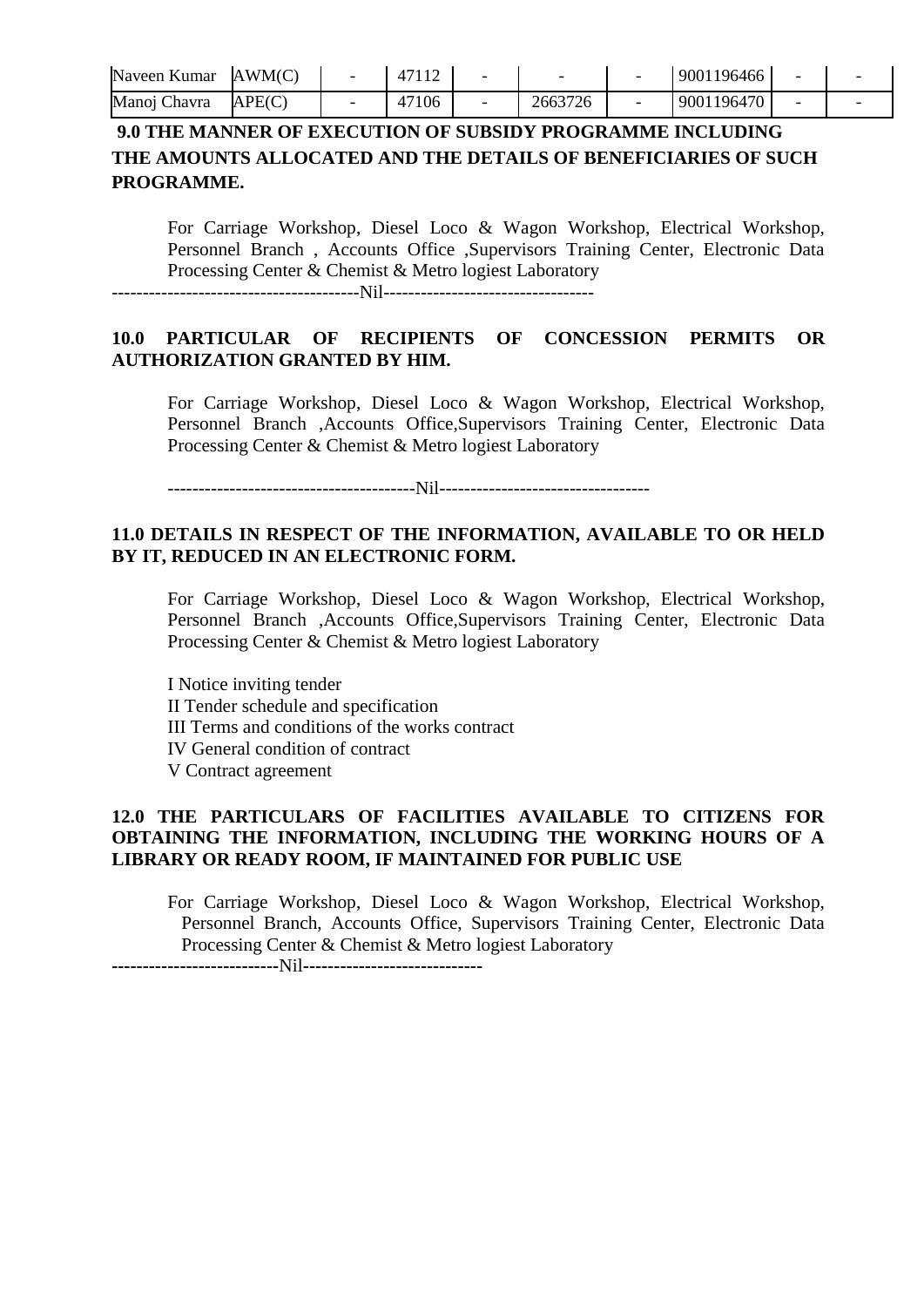| Naveen Kumar | AWM(C) | - | 47112 | - | - | - | 9001196466 | - | - |
|---|---|---|---|---|---|---|---|---|---|
| Manoj Chavra | APE(C) | - | 47106 | - | 2663726 | - | 9001196470 | - | - |

**9.0 THE MANNER OF EXECUTION OF SUBSIDY PROGRAMME INCLUDING THE AMOUNTS ALLOCATED AND THE DETAILS OF BENEFICIARIES OF SUCH PROGRAMME.**

For Carriage Workshop, Diesel Loco & Wagon Workshop, Electrical Workshop, Personnel Branch , Accounts Office ,Supervisors Training Center, Electronic Data Processing Center & Chemist & Metro logiest Laboratory

----------------------------------------Nil----------------------------------

**10.0 PARTICULAR OF RECIPIENTS OF CONCESSION PERMITS OR AUTHORIZATION GRANTED BY HIM.**

For Carriage Workshop, Diesel Loco & Wagon Workshop, Electrical Workshop, Personnel Branch ,Accounts Office,Supervisors Training Center, Electronic Data Processing Center & Chemist & Metro logiest Laboratory

----------------------------------------Nil----------------------------------

**11.0 DETAILS IN RESPECT OF THE INFORMATION, AVAILABLE TO OR HELD BY IT, REDUCED IN AN ELECTRONIC FORM.**

For Carriage Workshop, Diesel Loco & Wagon Workshop, Electrical Workshop, Personnel Branch ,Accounts Office,Supervisors Training Center, Electronic Data Processing Center & Chemist & Metro logiest Laboratory

I Notice inviting tender
II Tender schedule and specification
III Terms and conditions of the works contract
IV General condition of contract
V Contract agreement

**12.0 THE PARTICULARS OF FACILITIES AVAILABLE TO CITIZENS FOR OBTAINING THE INFORMATION, INCLUDING THE WORKING HOURS OF A LIBRARY OR READY ROOM, IF MAINTAINED FOR PUBLIC USE**

For Carriage Workshop, Diesel Loco & Wagon Workshop, Electrical Workshop, Personnel Branch, Accounts Office, Supervisors Training Center, Electronic Data Processing Center & Chemist & Metro logiest Laboratory

---------------------------Nil----------------------------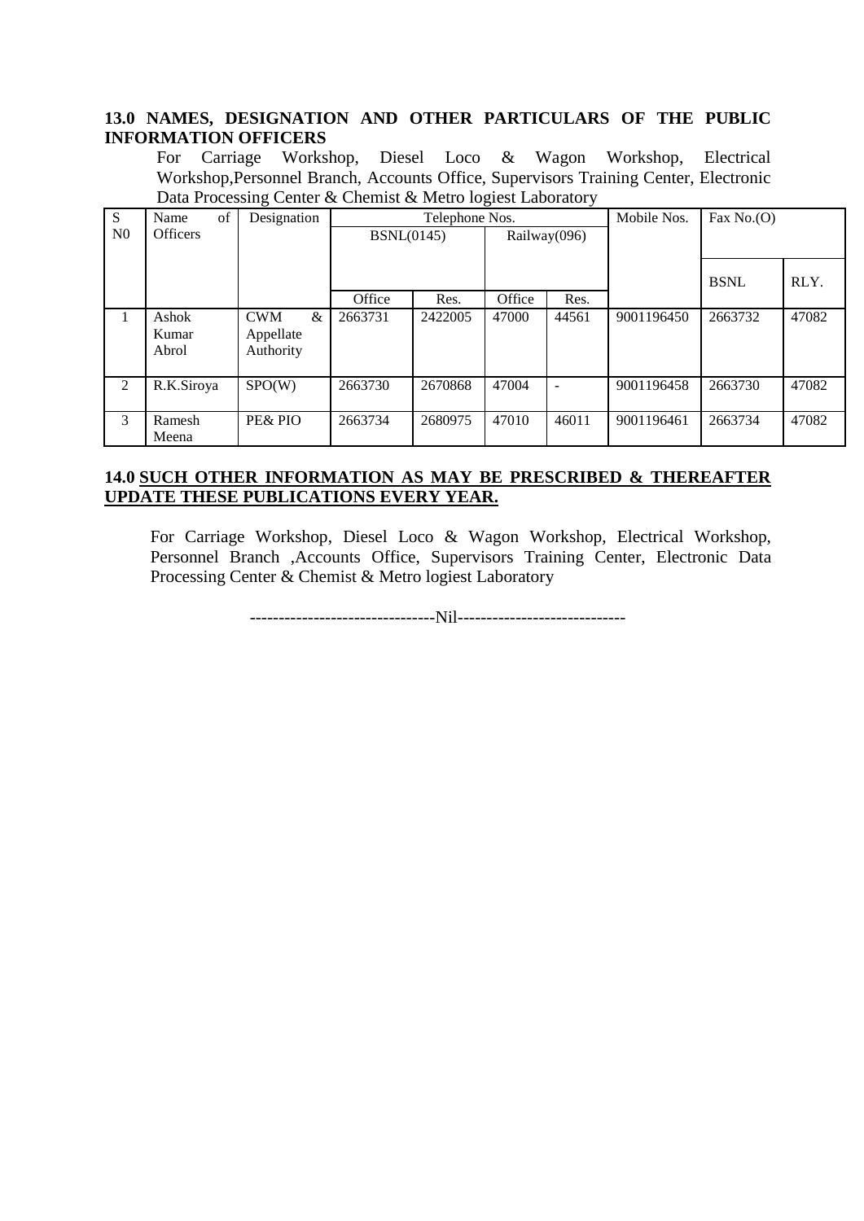**13.0 NAMES, DESIGNATION AND OTHER PARTICULARS OF THE PUBLIC INFORMATION OFFICERS**

For Carriage Workshop, Diesel Loco & Wagon Workshop, Electrical Workshop,Personnel Branch, Accounts Office, Supervisors Training Center, Electronic Data Processing Center & Chemist & Metro logiest Laboratory

| S N0 | Name of Officers | Designation | Telephone Nos. | | | | Mobile Nos. | Fax No.(O) | |
|---|---|---|---|---|---|---|---|---|---|
| | | | BSNL(0145) | | Railway(096) | | | BSNL | RLY. |
| | | | Office | Res. | Office | Res. | | | |
| 1 | Ashok Kumar Abrol | CWM & Appellate Authority | 2663731 | 2422005 | 47000 | 44561 | 9001196450 | 2663732 | 47082 |
| 2 | R.K.Siroya | SPO(W) | 2663730 | 2670868 | 47004 | - | 9001196458 | 2663730 | 47082 |
| 3 | Ramesh Meena | PE& PIO | 2663734 | 2680975 | 47010 | 46011 | 9001196461 | 2663734 | 47082 |

**14.0 SUCH OTHER INFORMATION AS MAY BE PRESCRIBED & THEREAFTER UPDATE THESE PUBLICATIONS EVERY YEAR.**

For Carriage Workshop, Diesel Loco & Wagon Workshop, Electrical Workshop, Personnel Branch ,Accounts Office, Supervisors Training Center, Electronic Data Processing Center & Chemist & Metro logiest Laboratory

--------------------------------Nil-----------------------------